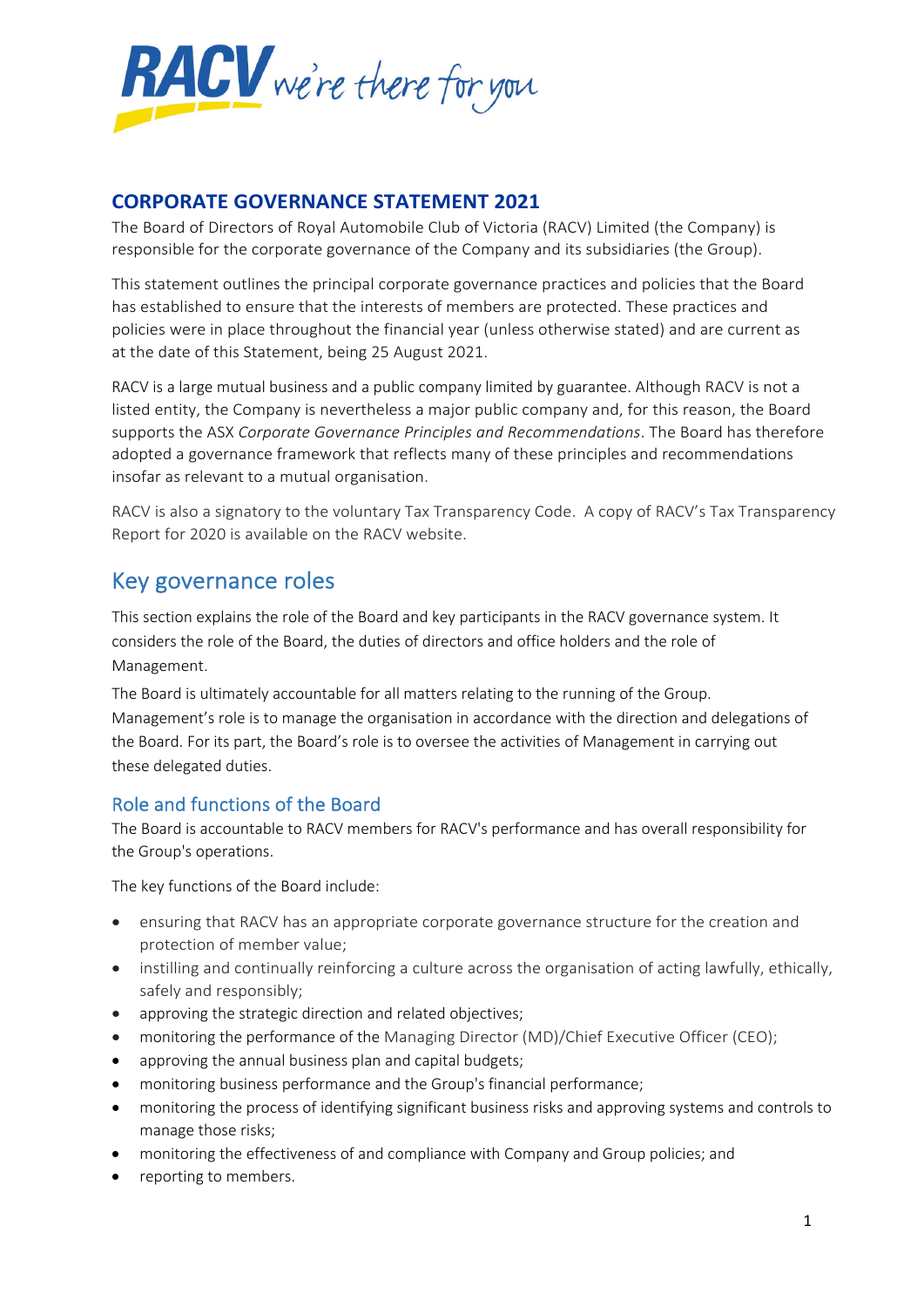# CORPORATE GOVERNANCE STATEMENT 2021

The Board of Directors of Royal Automobile Club of Victoria (RACV) Limited (the Company) is responsible for the corporate governance of the Company and its subsidiaries (the Group).

This statement outlines the principal corporate governance practices and policies that the Board has established to ensure that the interests of members are protected. These practices and policies were in place throughout the financial year (unless otherwise stated) and are current as at the date of this Statement, being 25 August 2021.

RACV is a large mutual business and a public company limited by guarantee. Although RACV is not a listed entity, the Company is nevertheless a major public company and, for this reason, the Board supports the ASX *Corporate Governance Principles and Recommendations*. The Board has therefore adopted a governance framework that reflects many of these principles and recommendations insofar as relevant to a mutual organisation.

RACV is also a signatory to the voluntary Tax Transparency Code. A copy of RACV's Tax Transparency Report for 2020 is available on the RACV website.

## Key governance roles

This section explains the role of the Board and key participants in the RACV governance system. It considers the role of the Board, the duties of directors and office holders and the role of Management.

The Board is ultimately accountable for all matters relating to the running of the Group. Management's role is to manage the organisation in accordance with the direction and delegations of the Board. For its part, the Board's role is to oversee the activities of Management in carrying out these delegated duties.

### Role and functions of the Board

The Board is accountable to RACV members for RACV's performance and has overall responsibility for the Group's operations.

The key functions of the Board include:

- ensuring that RACV has an appropriate corporate governance structure for the creation and protection of member value;
- instilling and continually reinforcing a culture across the organisation of acting lawfully, ethically, safely and responsibly;
- approving the strategic direction and related objectives;
- monitoring the performance of the Managing Director (MD)/Chief Executive Officer (CEO);
- approving the annual business plan and capital budgets;
- monitoring business performance and the Group's financial performance;
- monitoring the process of identifying significant business risks and approving systems and controls to manage those risks;
- monitoring the effectiveness of and compliance with Company and Group policies; and
- reporting to members.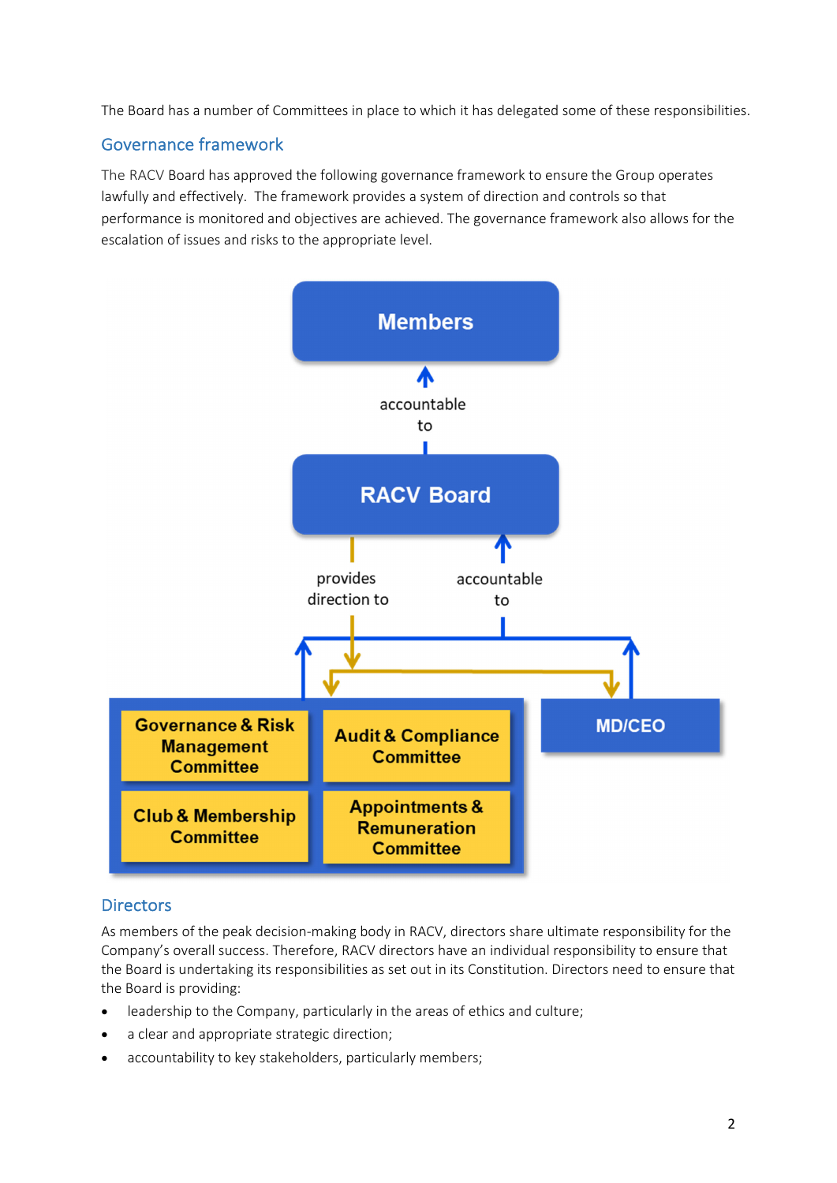The Board has a number of Committees in place to which it has delegated some of these responsibilities.

## Governance framework

The RACV Board has approved the following governance framework to ensure the Group operates lawfully and effectively. The framework provides a system of direction and controls so that performance is monitored and objectives are achieved. The governance framework also allows for the escalation of issues and risks to the appropriate level.

**Members**

accountable to

**RACV Board**

provides direction to

accountable to

**Governance & Risk Management Committee**

**Audit & Compliance Committee**

**Club & Membership Committee**

**Appointments & Remuneration Committee**

**MD/CEO**

## Directors

As members of the peak decision-making body in RACV, directors share ultimate responsibility for the Company's overall success. Therefore, RACV directors have an individual responsibility to ensure that the Board is undertaking its responsibilities as set out in its Constitution. Directors need to ensure that the Board is providing:

- leadership to the Company, particularly in the areas of ethics and culture;
- a clear and appropriate strategic direction;
- accountability to key stakeholders, particularly members;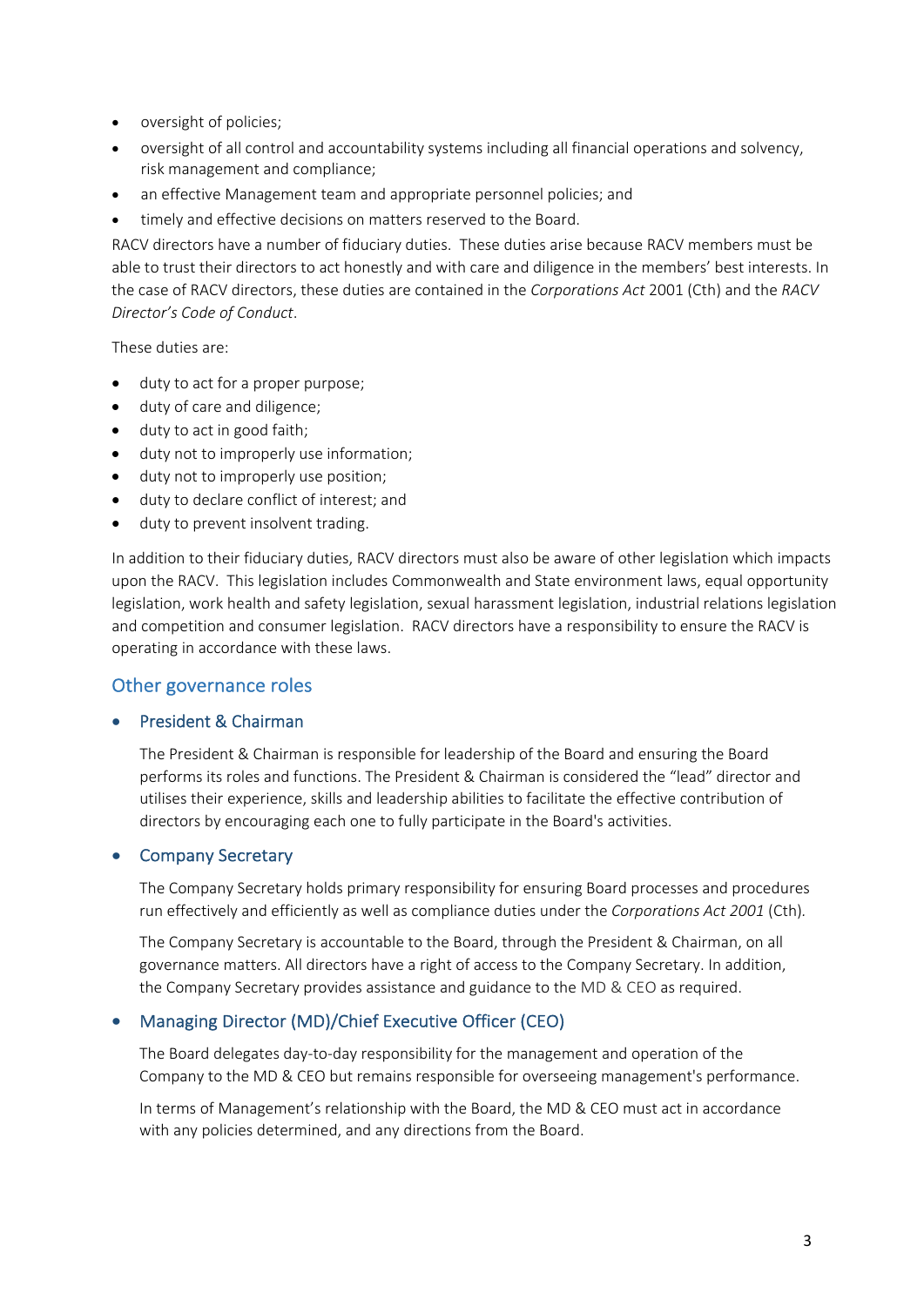- oversight of policies;
- oversight of all control and accountability systems including all financial operations and solvency, risk management and compliance;
- an effective Management team and appropriate personnel policies; and
- timely and effective decisions on matters reserved to the Board.

RACV directors have a number of fiduciary duties. These duties arise because RACV members must be able to trust their directors to act honestly and with care and diligence in the members' best interests. In the case of RACV directors, these duties are contained in the *Corporations Act* 2001 (Cth) and the *RACV Director's Code of Conduct*.

These duties are:

- duty to act for a proper purpose;
- duty of care and diligence;
- duty to act in good faith;
- duty not to improperly use information;
- duty not to improperly use position;
- duty to declare conflict of interest; and
- duty to prevent insolvent trading.

In addition to their fiduciary duties, RACV directors must also be aware of other legislation which impacts upon the RACV. This legislation includes Commonwealth and State environment laws, equal opportunity legislation, work health and safety legislation, sexual harassment legislation, industrial relations legislation and competition and consumer legislation. RACV directors have a responsibility to ensure the RACV is operating in accordance with these laws.

## Other governance roles

- ### President & Chairman

  The President & Chairman is responsible for leadership of the Board and ensuring the Board performs its roles and functions. The President & Chairman is considered the "lead" director and utilises their experience, skills and leadership abilities to facilitate the effective contribution of directors by encouraging each one to fully participate in the Board's activities.

- ### Company Secretary

  The Company Secretary holds primary responsibility for ensuring Board processes and procedures run effectively and efficiently as well as compliance duties under the *Corporations Act 2001* (Cth).

  The Company Secretary is accountable to the Board, through the President & Chairman, on all governance matters. All directors have a right of access to the Company Secretary. In addition, the Company Secretary provides assistance and guidance to the MD & CEO as required.

- ### Managing Director (MD)/Chief Executive Officer (CEO)

  The Board delegates day-to-day responsibility for the management and operation of the Company to the MD & CEO but remains responsible for overseeing management's performance.

  In terms of Management's relationship with the Board, the MD & CEO must act in accordance with any policies determined, and any directions from the Board.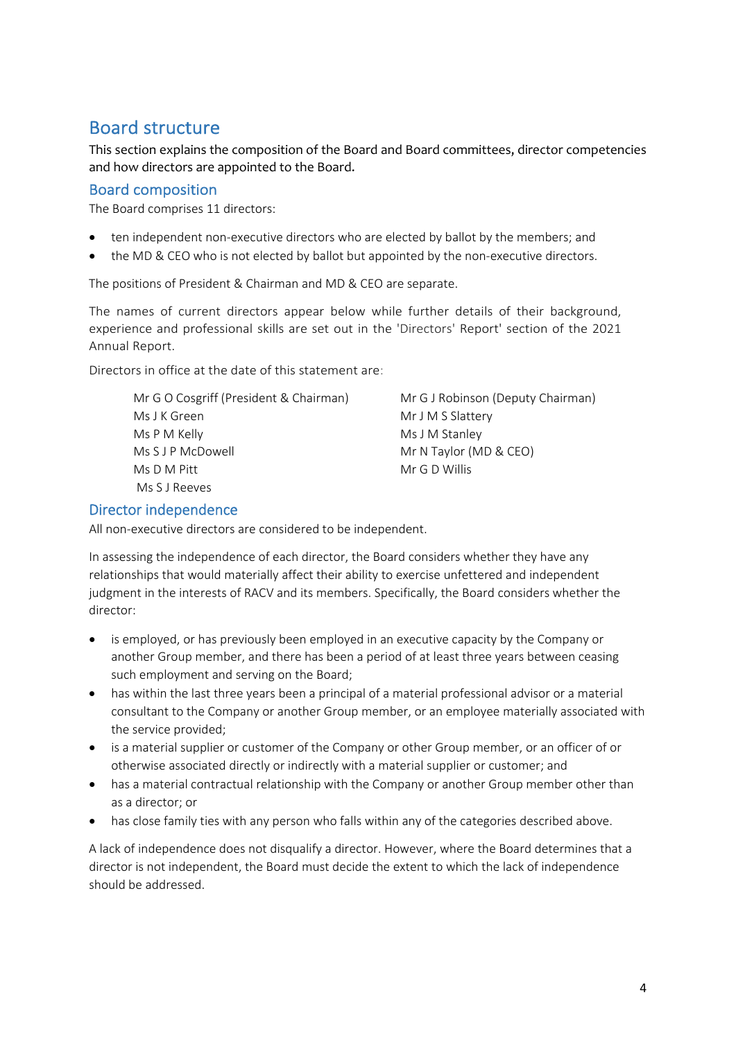# Board structure

This section explains the composition of the Board and Board committees, director competencies and how directors are appointed to the Board.

## Board composition

The Board comprises 11 directors:

- ten independent non-executive directors who are elected by ballot by the members; and
- the MD & CEO who is not elected by ballot but appointed by the non-executive directors.

The positions of President & Chairman and MD & CEO are separate.

The names of current directors appear below while further details of their background, experience and professional skills are set out in the 'Directors' Report' section of the 2021 Annual Report.

Directors in office at the date of this statement are:

Mr G O Cosgriff (President & Chairman)
Ms J K Green
Ms P M Kelly
Ms S J P McDowell
Ms D M Pitt
Ms S J Reeves
Mr G J Robinson (Deputy Chairman)
Mr J M S Slattery
Ms J M Stanley
Mr N Taylor (MD & CEO)
Mr G D Willis

## Director independence

All non-executive directors are considered to be independent.

In assessing the independence of each director, the Board considers whether they have any relationships that would materially affect their ability to exercise unfettered and independent judgment in the interests of RACV and its members. Specifically, the Board considers whether the director:

- is employed, or has previously been employed in an executive capacity by the Company or another Group member, and there has been a period of at least three years between ceasing such employment and serving on the Board;
- has within the last three years been a principal of a material professional advisor or a material consultant to the Company or another Group member, or an employee materially associated with the service provided;
- is a material supplier or customer of the Company or other Group member, or an officer of or otherwise associated directly or indirectly with a material supplier or customer; and
- has a material contractual relationship with the Company or another Group member other than as a director; or
- has close family ties with any person who falls within any of the categories described above.

A lack of independence does not disqualify a director. However, where the Board determines that a director is not independent, the Board must decide the extent to which the lack of independence should be addressed.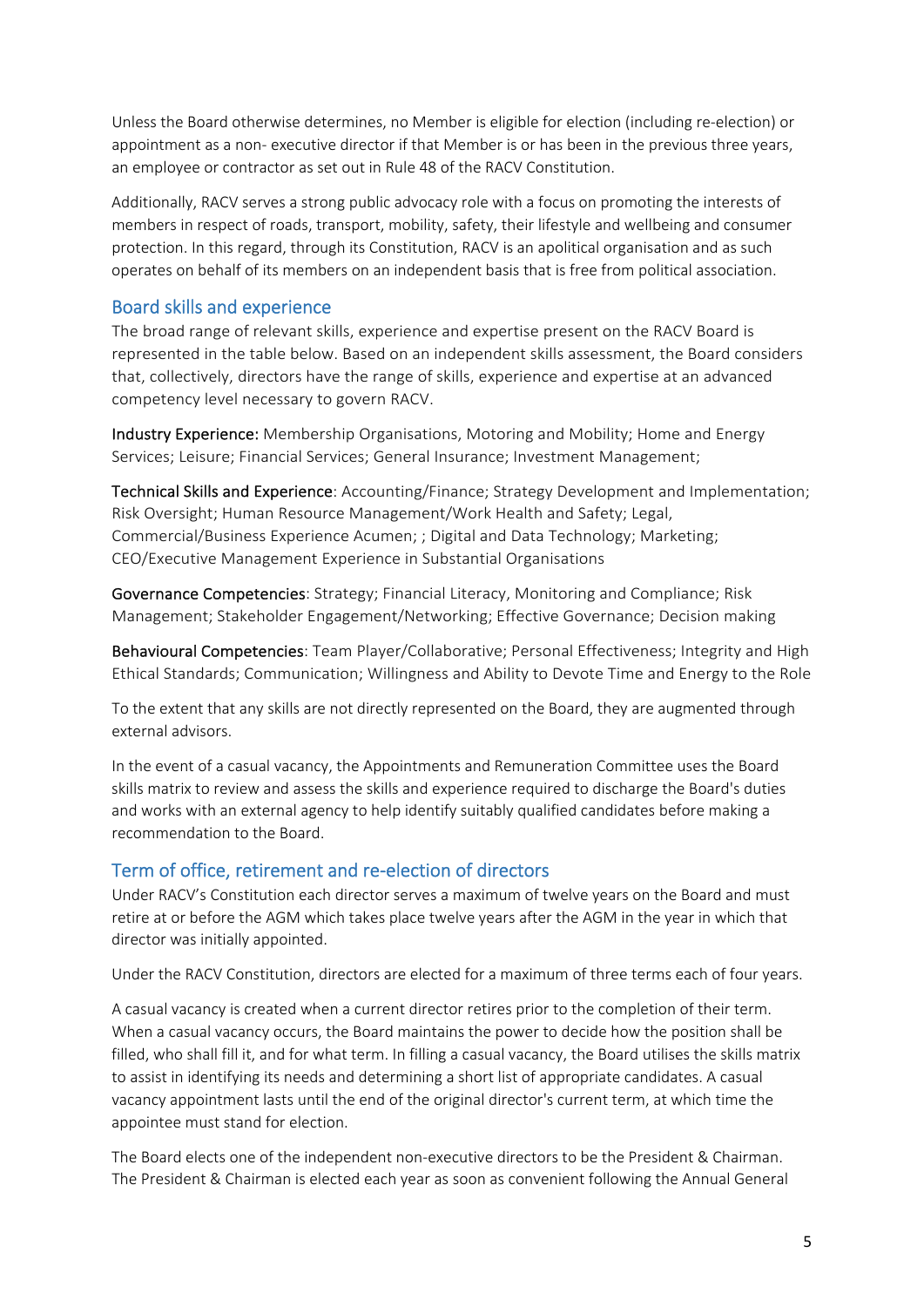Unless the Board otherwise determines, no Member is eligible for election (including re-election) or appointment as a non- executive director if that Member is or has been in the previous three years, an employee or contractor as set out in Rule 48 of the RACV Constitution.

Additionally, RACV serves a strong public advocacy role with a focus on promoting the interests of members in respect of roads, transport, mobility, safety, their lifestyle and wellbeing and consumer protection. In this regard, through its Constitution, RACV is an apolitical organisation and as such operates on behalf of its members on an independent basis that is free from political association.

## Board skills and experience

The broad range of relevant skills, experience and expertise present on the RACV Board is represented in the table below. Based on an independent skills assessment, the Board considers that, collectively, directors have the range of skills, experience and expertise at an advanced competency level necessary to govern RACV.

**Industry Experience:** Membership Organisations, Motoring and Mobility; Home and Energy Services; Leisure; Financial Services; General Insurance; Investment Management;

**Technical Skills and Experience**: Accounting/Finance; Strategy Development and Implementation; Risk Oversight; Human Resource Management/Work Health and Safety; Legal, Commercial/Business Experience Acumen; ; Digital and Data Technology; Marketing; CEO/Executive Management Experience in Substantial Organisations

**Governance Competencies**: Strategy; Financial Literacy, Monitoring and Compliance; Risk Management; Stakeholder Engagement/Networking; Effective Governance; Decision making

**Behavioural Competencies**: Team Player/Collaborative; Personal Effectiveness; Integrity and High Ethical Standards; Communication; Willingness and Ability to Devote Time and Energy to the Role

To the extent that any skills are not directly represented on the Board, they are augmented through external advisors.

In the event of a casual vacancy, the Appointments and Remuneration Committee uses the Board skills matrix to review and assess the skills and experience required to discharge the Board's duties and works with an external agency to help identify suitably qualified candidates before making a recommendation to the Board.

## Term of office, retirement and re-election of directors

Under RACV's Constitution each director serves a maximum of twelve years on the Board and must retire at or before the AGM which takes place twelve years after the AGM in the year in which that director was initially appointed.

Under the RACV Constitution, directors are elected for a maximum of three terms each of four years.

A casual vacancy is created when a current director retires prior to the completion of their term. When a casual vacancy occurs, the Board maintains the power to decide how the position shall be filled, who shall fill it, and for what term. In filling a casual vacancy, the Board utilises the skills matrix to assist in identifying its needs and determining a short list of appropriate candidates. A casual vacancy appointment lasts until the end of the original director's current term, at which time the appointee must stand for election.

The Board elects one of the independent non-executive directors to be the President & Chairman. The President & Chairman is elected each year as soon as convenient following the Annual General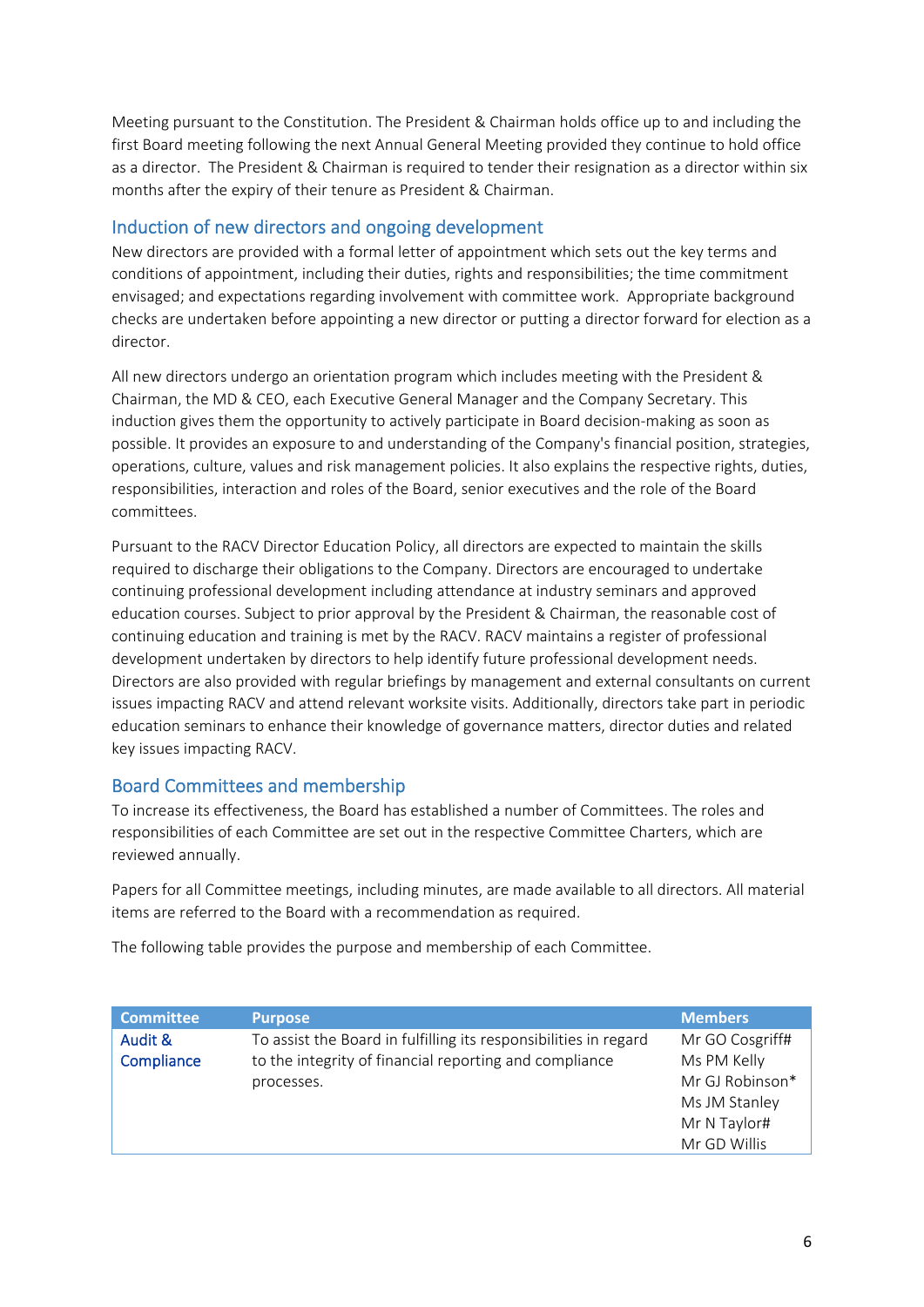Meeting pursuant to the Constitution. The President & Chairman holds office up to and including the first Board meeting following the next Annual General Meeting provided they continue to hold office as a director. The President & Chairman is required to tender their resignation as a director within six months after the expiry of their tenure as President & Chairman.

## Induction of new directors and ongoing development

New directors are provided with a formal letter of appointment which sets out the key terms and conditions of appointment, including their duties, rights and responsibilities; the time commitment envisaged; and expectations regarding involvement with committee work. Appropriate background checks are undertaken before appointing a new director or putting a director forward for election as a director.

All new directors undergo an orientation program which includes meeting with the President & Chairman, the MD & CEO, each Executive General Manager and the Company Secretary. This induction gives them the opportunity to actively participate in Board decision-making as soon as possible. It provides an exposure to and understanding of the Company's financial position, strategies, operations, culture, values and risk management policies. It also explains the respective rights, duties, responsibilities, interaction and roles of the Board, senior executives and the role of the Board committees.

Pursuant to the RACV Director Education Policy, all directors are expected to maintain the skills required to discharge their obligations to the Company. Directors are encouraged to undertake continuing professional development including attendance at industry seminars and approved education courses. Subject to prior approval by the President & Chairman, the reasonable cost of continuing education and training is met by the RACV. RACV maintains a register of professional development undertaken by directors to help identify future professional development needs. Directors are also provided with regular briefings by management and external consultants on current issues impacting RACV and attend relevant worksite visits. Additionally, directors take part in periodic education seminars to enhance their knowledge of governance matters, director duties and related key issues impacting RACV.

## Board Committees and membership

To increase its effectiveness, the Board has established a number of Committees. The roles and responsibilities of each Committee are set out in the respective Committee Charters, which are reviewed annually.

Papers for all Committee meetings, including minutes, are made available to all directors. All material items are referred to the Board with a recommendation as required.

The following table provides the purpose and membership of each Committee.

| Committee | Purpose | Members |
|---|---|---|
| Audit & Compliance | To assist the Board in fulfilling its responsibilities in regard to the integrity of financial reporting and compliance processes. | Mr GO Cosgriff#<br>Ms PM Kelly<br>Mr GJ Robinson*<br>Ms JM Stanley<br>Mr N Taylor#<br>Mr GD Willis |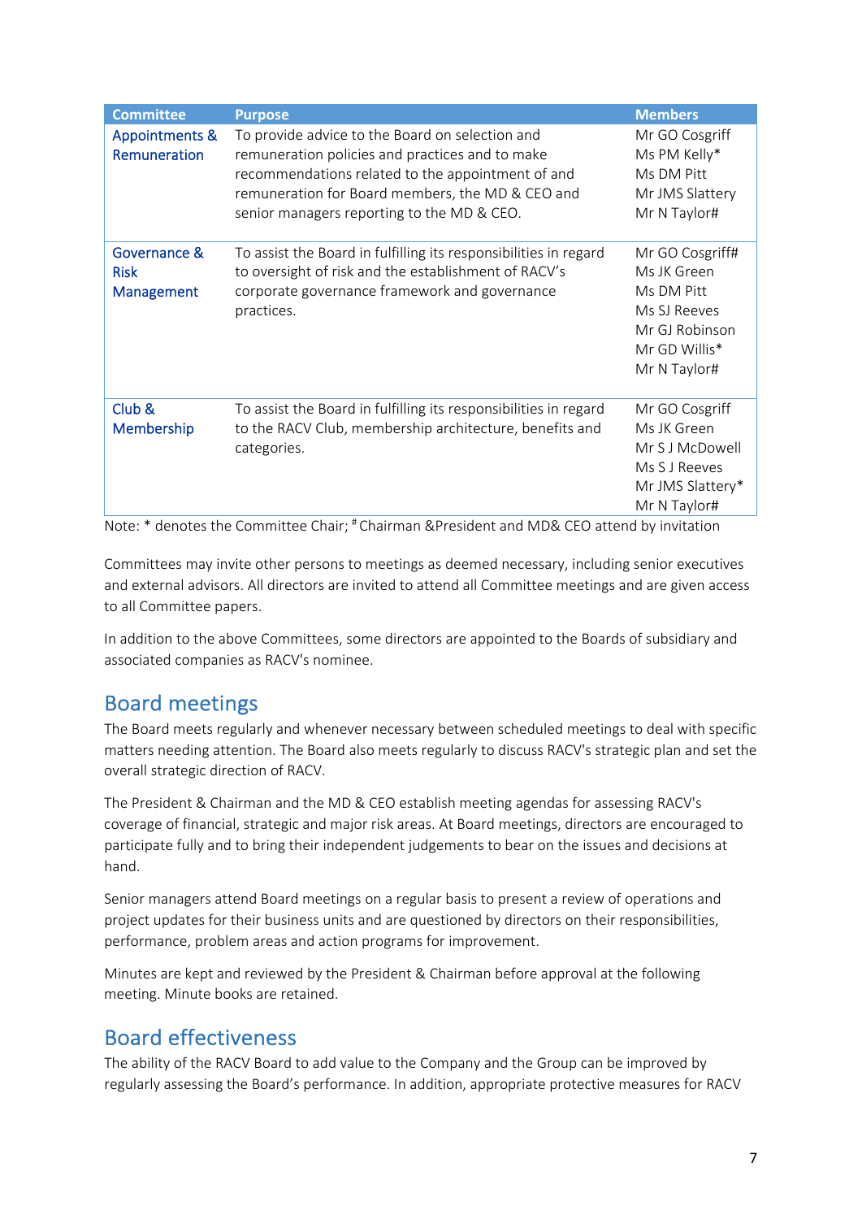| Committee | Purpose | Members |
|---|---|---|
| Appointments & Remuneration | To provide advice to the Board on selection and remuneration policies and practices and to make recommendations related to the appointment of and remuneration for Board members, the MD & CEO and senior managers reporting to the MD & CEO. | Mr GO Cosgriff<br>Ms PM Kelly*<br>Ms DM Pitt<br>Mr JMS Slattery<br>Mr N Taylor# |
| Governance & Risk Management | To assist the Board in fulfilling its responsibilities in regard to oversight of risk and the establishment of RACV's corporate governance framework and governance practices. | Mr GO Cosgriff#<br>Ms JK Green<br>Ms DM Pitt<br>Ms SJ Reeves<br>Mr GJ Robinson<br>Mr GD Willis*<br>Mr N Taylor# |
| Club & Membership | To assist the Board in fulfilling its responsibilities in regard to the RACV Club, membership architecture, benefits and categories. | Mr GO Cosgriff<br>Ms JK Green<br>Mr S J McDowell<br>Ms S J Reeves<br>Mr JMS Slattery*<br>Mr N Taylor# |

Note: * denotes the Committee Chair; # Chairman &President and MD& CEO attend by invitation

Committees may invite other persons to meetings as deemed necessary, including senior executives and external advisors. All directors are invited to attend all Committee meetings and are given access to all Committee papers.

In addition to the above Committees, some directors are appointed to the Boards of subsidiary and associated companies as RACV's nominee.

## Board meetings

The Board meets regularly and whenever necessary between scheduled meetings to deal with specific matters needing attention. The Board also meets regularly to discuss RACV's strategic plan and set the overall strategic direction of RACV.

The President & Chairman and the MD & CEO establish meeting agendas for assessing RACV's coverage of financial, strategic and major risk areas. At Board meetings, directors are encouraged to participate fully and to bring their independent judgements to bear on the issues and decisions at hand.

Senior managers attend Board meetings on a regular basis to present a review of operations and project updates for their business units and are questioned by directors on their responsibilities, performance, problem areas and action programs for improvement.

Minutes are kept and reviewed by the President & Chairman before approval at the following meeting. Minute books are retained.

## Board effectiveness

The ability of the RACV Board to add value to the Company and the Group can be improved by regularly assessing the Board's performance. In addition, appropriate protective measures for RACV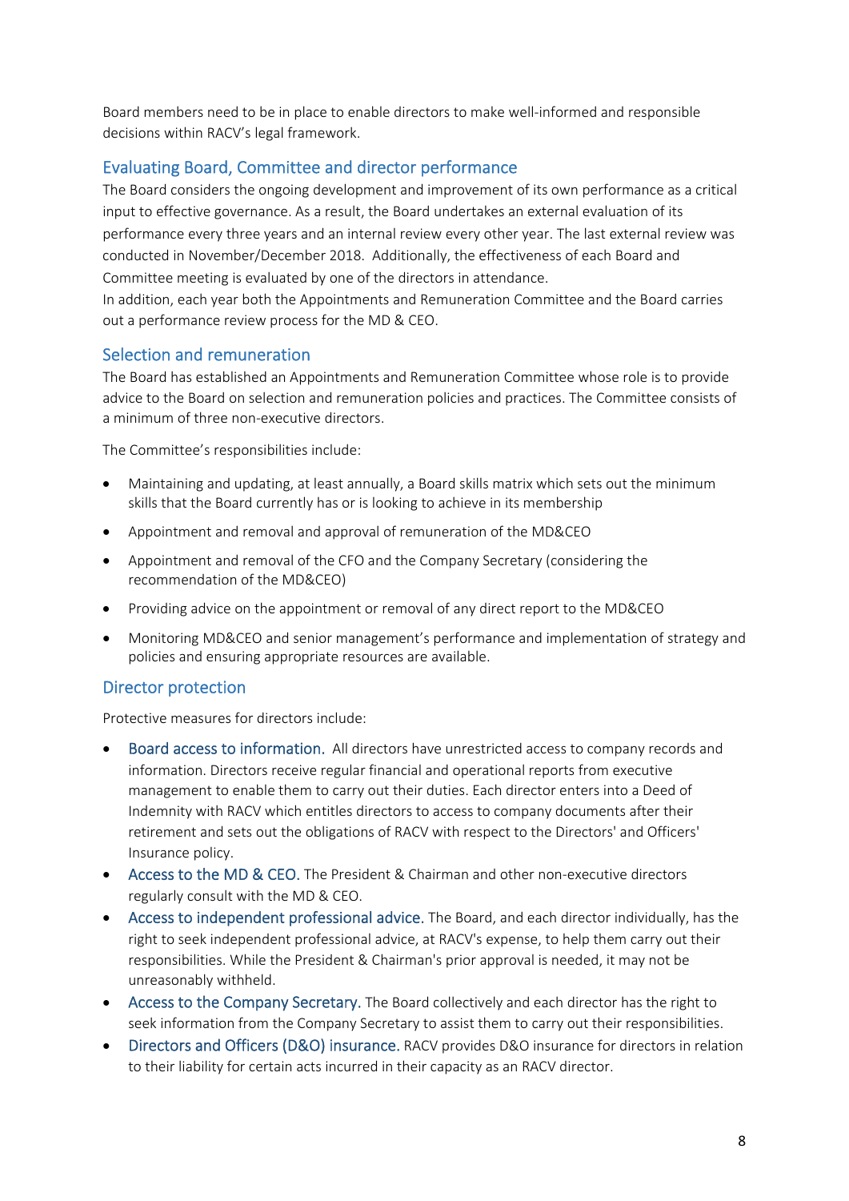Board members need to be in place to enable directors to make well-informed and responsible decisions within RACV's legal framework.

## Evaluating Board, Committee and director performance

The Board considers the ongoing development and improvement of its own performance as a critical input to effective governance. As a result, the Board undertakes an external evaluation of its performance every three years and an internal review every other year. The last external review was conducted in November/December 2018. Additionally, the effectiveness of each Board and Committee meeting is evaluated by one of the directors in attendance.

In addition, each year both the Appointments and Remuneration Committee and the Board carries out a performance review process for the MD & CEO.

## Selection and remuneration

The Board has established an Appointments and Remuneration Committee whose role is to provide advice to the Board on selection and remuneration policies and practices. The Committee consists of a minimum of three non-executive directors.

The Committee's responsibilities include:

- Maintaining and updating, at least annually, a Board skills matrix which sets out the minimum skills that the Board currently has or is looking to achieve in its membership
- Appointment and removal and approval of remuneration of the MD&CEO
- Appointment and removal of the CFO and the Company Secretary (considering the recommendation of the MD&CEO)
- Providing advice on the appointment or removal of any direct report to the MD&CEO
- Monitoring MD&CEO and senior management's performance and implementation of strategy and policies and ensuring appropriate resources are available.

## Director protection

Protective measures for directors include:

- **Board access to information.** All directors have unrestricted access to company records and information. Directors receive regular financial and operational reports from executive management to enable them to carry out their duties. Each director enters into a Deed of Indemnity with RACV which entitles directors to access to company documents after their retirement and sets out the obligations of RACV with respect to the Directors' and Officers' Insurance policy.
- **Access to the MD & CEO.** The President & Chairman and other non-executive directors regularly consult with the MD & CEO.
- **Access to independent professional advice.** The Board, and each director individually, has the right to seek independent professional advice, at RACV's expense, to help them carry out their responsibilities. While the President & Chairman's prior approval is needed, it may not be unreasonably withheld.
- **Access to the Company Secretary.** The Board collectively and each director has the right to seek information from the Company Secretary to assist them to carry out their responsibilities.
- **Directors and Officers (D&O) insurance.** RACV provides D&O insurance for directors in relation to their liability for certain acts incurred in their capacity as an RACV director.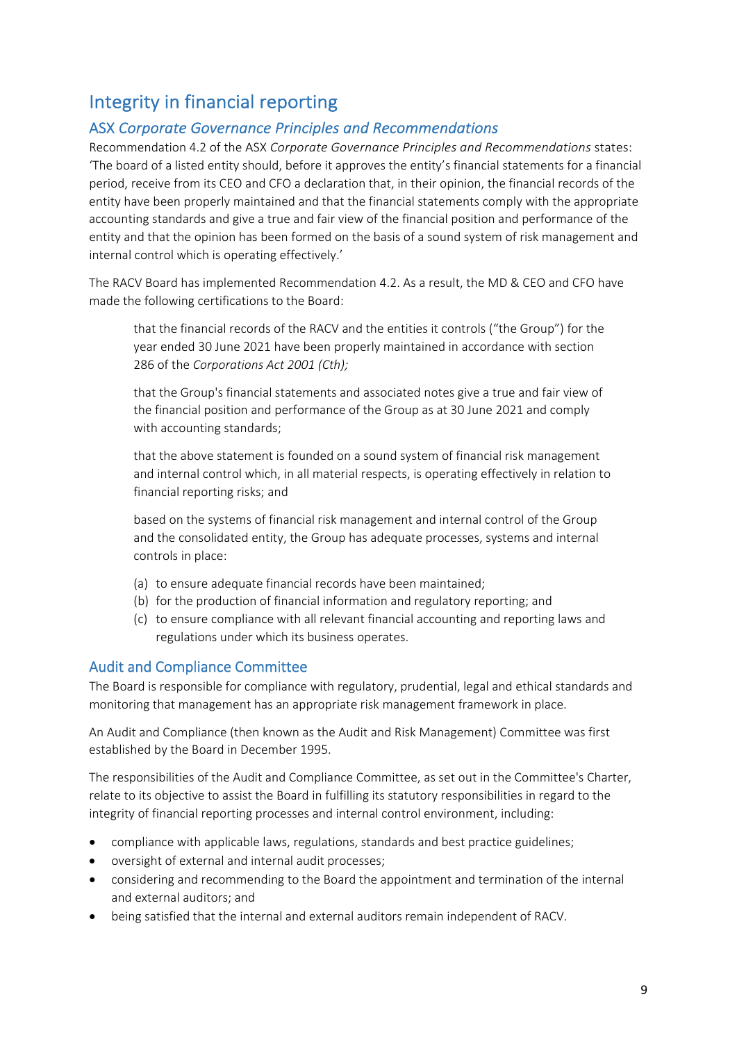## Integrity in financial reporting

### ASX *Corporate Governance Principles and Recommendations*

Recommendation 4.2 of the ASX *Corporate Governance Principles and Recommendations* states: 'The board of a listed entity should, before it approves the entity's financial statements for a financial period, receive from its CEO and CFO a declaration that, in their opinion, the financial records of the entity have been properly maintained and that the financial statements comply with the appropriate accounting standards and give a true and fair view of the financial position and performance of the entity and that the opinion has been formed on the basis of a sound system of risk management and internal control which is operating effectively.'

The RACV Board has implemented Recommendation 4.2. As a result, the MD & CEO and CFO have made the following certifications to the Board:

> that the financial records of the RACV and the entities it controls ("the Group") for the year ended 30 June 2021 have been properly maintained in accordance with section 286 of the *Corporations Act 2001 (Cth);*
>
> that the Group's financial statements and associated notes give a true and fair view of the financial position and performance of the Group as at 30 June 2021 and comply with accounting standards;
>
> that the above statement is founded on a sound system of financial risk management and internal control which, in all material respects, is operating effectively in relation to financial reporting risks; and
>
> based on the systems of financial risk management and internal control of the Group and the consolidated entity, the Group has adequate processes, systems and internal controls in place:
>
> (a) to ensure adequate financial records have been maintained;
> (b) for the production of financial information and regulatory reporting; and
> (c) to ensure compliance with all relevant financial accounting and reporting laws and regulations under which its business operates.

### Audit and Compliance Committee

The Board is responsible for compliance with regulatory, prudential, legal and ethical standards and monitoring that management has an appropriate risk management framework in place.

An Audit and Compliance (then known as the Audit and Risk Management) Committee was first established by the Board in December 1995.

The responsibilities of the Audit and Compliance Committee, as set out in the Committee's Charter, relate to its objective to assist the Board in fulfilling its statutory responsibilities in regard to the integrity of financial reporting processes and internal control environment, including:

- compliance with applicable laws, regulations, standards and best practice guidelines;
- oversight of external and internal audit processes;
- considering and recommending to the Board the appointment and termination of the internal and external auditors; and
- being satisfied that the internal and external auditors remain independent of RACV.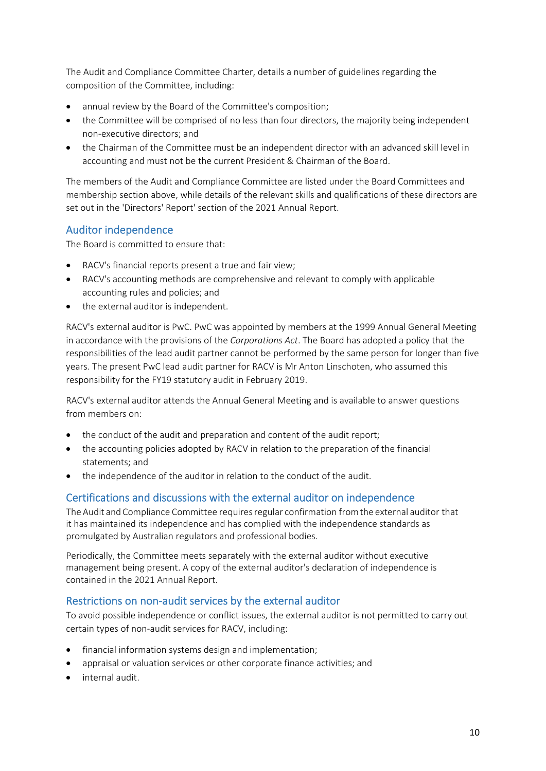The Audit and Compliance Committee Charter, details a number of guidelines regarding the composition of the Committee, including:

- annual review by the Board of the Committee's composition;
- the Committee will be comprised of no less than four directors, the majority being independent non-executive directors; and
- the Chairman of the Committee must be an independent director with an advanced skill level in accounting and must not be the current President & Chairman of the Board.

The members of the Audit and Compliance Committee are listed under the Board Committees and membership section above, while details of the relevant skills and qualifications of these directors are set out in the 'Directors' Report' section of the 2021 Annual Report.

## Auditor independence

The Board is committed to ensure that:

- RACV's financial reports present a true and fair view;
- RACV's accounting methods are comprehensive and relevant to comply with applicable accounting rules and policies; and
- the external auditor is independent.

RACV's external auditor is PwC. PwC was appointed by members at the 1999 Annual General Meeting in accordance with the provisions of the *Corporations Act*. The Board has adopted a policy that the responsibilities of the lead audit partner cannot be performed by the same person for longer than five years. The present PwC lead audit partner for RACV is Mr Anton Linschoten, who assumed this responsibility for the FY19 statutory audit in February 2019.

RACV's external auditor attends the Annual General Meeting and is available to answer questions from members on:

- the conduct of the audit and preparation and content of the audit report;
- the accounting policies adopted by RACV in relation to the preparation of the financial statements; and
- the independence of the auditor in relation to the conduct of the audit.

## Certifications and discussions with the external auditor on independence

The Audit and Compliance Committee requires regular confirmation from the external auditor that it has maintained its independence and has complied with the independence standards as promulgated by Australian regulators and professional bodies.

Periodically, the Committee meets separately with the external auditor without executive management being present. A copy of the external auditor's declaration of independence is contained in the 2021 Annual Report.

## Restrictions on non-audit services by the external auditor

To avoid possible independence or conflict issues, the external auditor is not permitted to carry out certain types of non-audit services for RACV, including:

- financial information systems design and implementation;
- appraisal or valuation services or other corporate finance activities; and
- internal audit.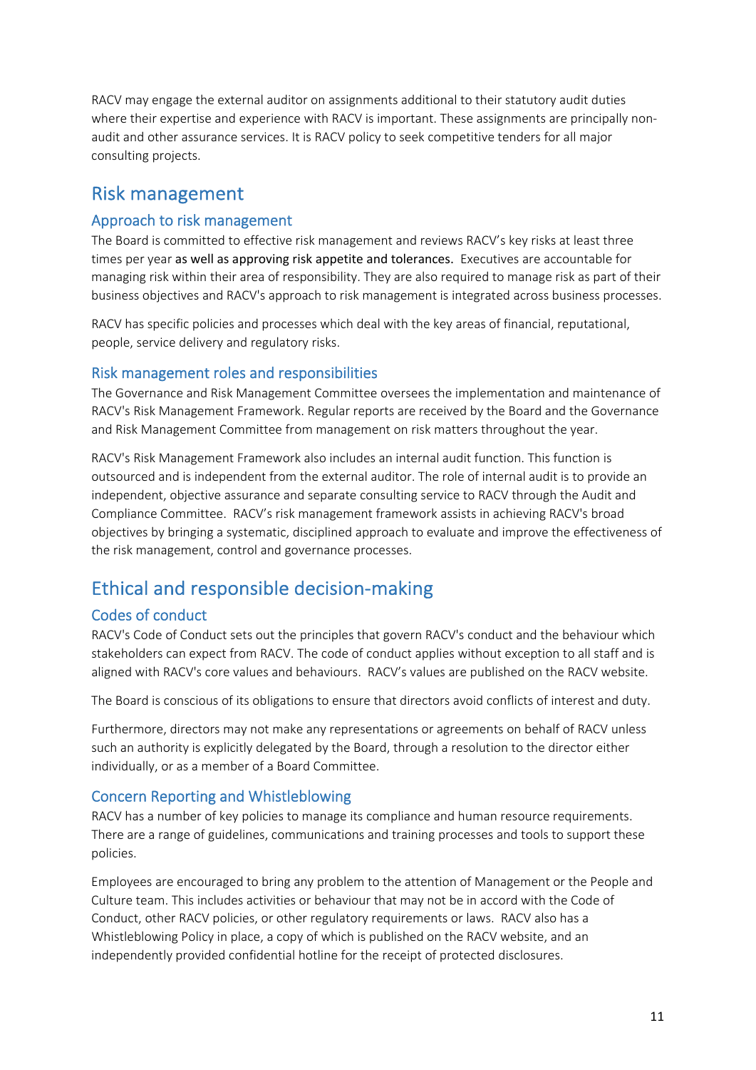RACV may engage the external auditor on assignments additional to their statutory audit duties where their expertise and experience with RACV is important. These assignments are principally non-audit and other assurance services. It is RACV policy to seek competitive tenders for all major consulting projects.

# Risk management

## Approach to risk management

The Board is committed to effective risk management and reviews RACV's key risks at least three times per year as well as approving risk appetite and tolerances. Executives are accountable for managing risk within their area of responsibility. They are also required to manage risk as part of their business objectives and RACV's approach to risk management is integrated across business processes.

RACV has specific policies and processes which deal with the key areas of financial, reputational, people, service delivery and regulatory risks.

## Risk management roles and responsibilities

The Governance and Risk Management Committee oversees the implementation and maintenance of RACV's Risk Management Framework. Regular reports are received by the Board and the Governance and Risk Management Committee from management on risk matters throughout the year.

RACV's Risk Management Framework also includes an internal audit function. This function is outsourced and is independent from the external auditor. The role of internal audit is to provide an independent, objective assurance and separate consulting service to RACV through the Audit and Compliance Committee. RACV's risk management framework assists in achieving RACV's broad objectives by bringing a systematic, disciplined approach to evaluate and improve the effectiveness of the risk management, control and governance processes.

# Ethical and responsible decision-making

## Codes of conduct

RACV's Code of Conduct sets out the principles that govern RACV's conduct and the behaviour which stakeholders can expect from RACV. The code of conduct applies without exception to all staff and is aligned with RACV's core values and behaviours. RACV's values are published on the RACV website.

The Board is conscious of its obligations to ensure that directors avoid conflicts of interest and duty.

Furthermore, directors may not make any representations or agreements on behalf of RACV unless such an authority is explicitly delegated by the Board, through a resolution to the director either individually, or as a member of a Board Committee.

## Concern Reporting and Whistleblowing

RACV has a number of key policies to manage its compliance and human resource requirements. There are a range of guidelines, communications and training processes and tools to support these policies.

Employees are encouraged to bring any problem to the attention of Management or the People and Culture team. This includes activities or behaviour that may not be in accord with the Code of Conduct, other RACV policies, or other regulatory requirements or laws. RACV also has a Whistleblowing Policy in place, a copy of which is published on the RACV website, and an independently provided confidential hotline for the receipt of protected disclosures.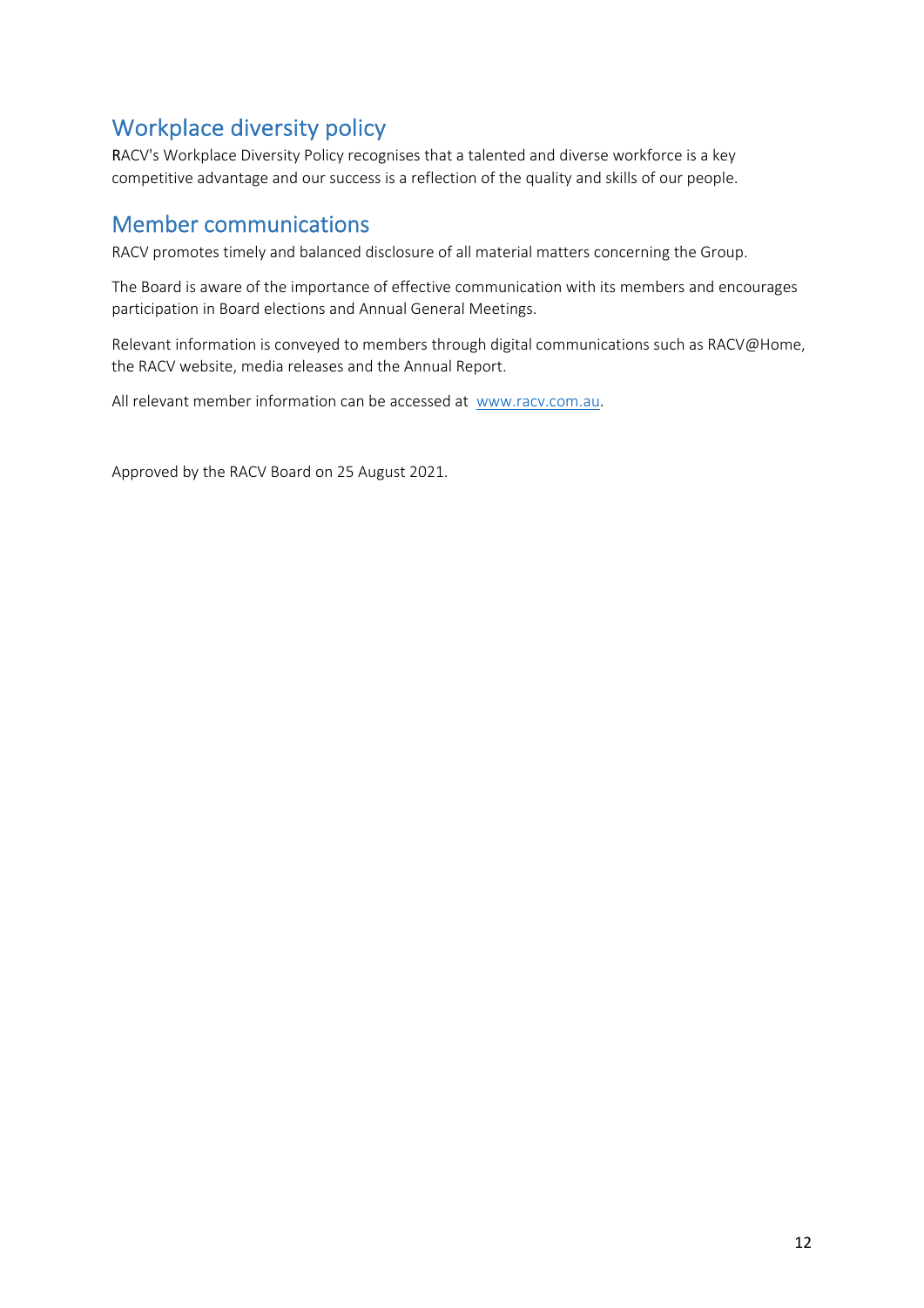## Workplace diversity policy

RACV's Workplace Diversity Policy recognises that a talented and diverse workforce is a key competitive advantage and our success is a reflection of the quality and skills of our people.

## Member communications

RACV promotes timely and balanced disclosure of all material matters concerning the Group.

The Board is aware of the importance of effective communication with its members and encourages participation in Board elections and Annual General Meetings.

Relevant information is conveyed to members through digital communications such as RACV@Home, the RACV website, media releases and the Annual Report.

All relevant member information can be accessed at [www.racv.com.au](http://www.racv.com.au).

Approved by the RACV Board on 25 August 2021.